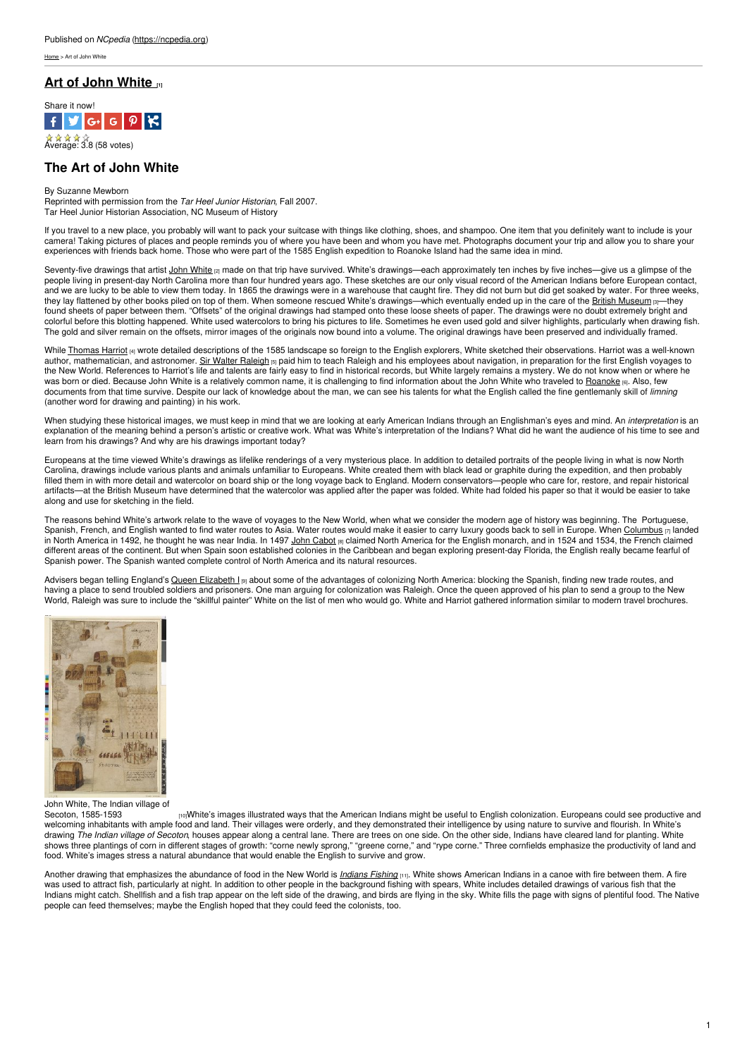Published on *NCpedia* (https://ncpedia.org)

Home > Art of John White

# Art of John White [1]

Share it now!

Average: 3.8 (58 votes)

## The Art of John White

By Suzanne Mewborn
Reprinted with permission from the *Tar Heel Junior Historian*, Fall 2007.
Tar Heel Junior Historian Association, NC Museum of History

If you travel to a new place, you probably will want to pack your suitcase with things like clothing, shoes, and shampoo. One item that you definitely want to include is your camera! Taking pictures of places and people reminds you of where you have been and whom you have met. Photographs document your trip and allow you to share your experiences with friends back home. Those who were part of the 1585 English expedition to Roanoke Island had the same idea in mind.

Seventy-five drawings that artist John White [2] made on that trip have survived. White's drawings—each approximately ten inches by five inches—give us a glimpse of the people living in present-day North Carolina more than four hundred years ago. These sketches are our only visual record of the American Indians before European contact, and we are lucky to be able to view them today. In 1865 the drawings were in a warehouse that caught fire. They did not burn but did get soaked by water. For three weeks, they lay flattened by other books piled on top of them. When someone rescued White's drawings—which eventually ended up in the care of the British Museum [3]—they found sheets of paper between them. "Offsets" of the original drawings had stamped onto these loose sheets of paper. The drawings were no doubt extremely bright and colorful before this blotting happened. White used watercolors to bring his pictures to life. Sometimes he even used gold and silver highlights, particularly when drawing fish. The gold and silver remain on the offsets, mirror images of the originals now bound into a volume. The original drawings have been preserved and individually framed.

While Thomas Harriot [4] wrote detailed descriptions of the 1585 landscape so foreign to the English explorers, White sketched their observations. Harriot was a well-known author, mathematician, and astronomer. Sir Walter Raleigh [5] paid him to teach Raleigh and his employees about navigation, in preparation for the first English voyages to the New World. References to Harriot's life and talents are fairly easy to find in historical records, but White largely remains a mystery. We do not know when or where he was born or died. Because John White is a relatively common name, it is challenging to find information about the John White who traveled to Roanoke [6]. Also, few documents from that time survive. Despite our lack of knowledge about the man, we can see his talents for what the English called the fine gentlemanly skill of *limning* (another word for drawing and painting) in his work.

When studying these historical images, we must keep in mind that we are looking at early American Indians through an Englishman's eyes and mind. An *interpretation* is an explanation of the meaning behind a person's artistic or creative work. What was White's interpretation of the Indians? What did he want the audience of his time to see and learn from his drawings? And why are his drawings important today?

Europeans at the time viewed White's drawings as lifelike renderings of a very mysterious place. In addition to detailed portraits of the people living in what is now North Carolina, drawings include various plants and animals unfamiliar to Europeans. White created them with black lead or graphite during the expedition, and then probably filled them in with more detail and watercolor on board ship or the long voyage back to England. Modern conservators—people who care for, restore, and repair historical artifacts—at the British Museum have determined that the watercolor was applied after the paper was folded. White had folded his paper so that it would be easier to take along and use for sketching in the field.

The reasons behind White's artwork relate to the wave of voyages to the New World, when what we consider the modern age of history was beginning. The Portuguese, Spanish, French, and English wanted to find water routes to Asia. Water routes would make it easier to carry luxury goods back to sell in Europe. When Columbus [7] landed in North America in 1492, he thought he was near India. In 1497 John Cabot [8] claimed North America for the English monarch, and in 1524 and 1534, the French claimed different areas of the continent. But when Spain soon established colonies in the Caribbean and began exploring present-day Florida, the English really became fearful of Spanish power. The Spanish wanted complete control of North America and its natural resources.

Advisers began telling England's Queen Elizabeth I [9] about some of the advantages of colonizing North America: blocking the Spanish, finding new trade routes, and having a place to send troubled soldiers and prisoners. One man arguing for colonization was Raleigh. Once the queen approved of his plan to send a group to the New World, Raleigh was sure to include the "skillful painter" White on the list of men who would go. White and Harriot gathered information similar to modern travel brochures.

John White, The Indian village of Secoton, 1585-1593 [10]

White's images illustrated ways that the American Indians might be useful to English colonization. Europeans could see productive and welcoming inhabitants with ample food and land. Their villages were orderly, and they demonstrated their intelligence by using nature to survive and flourish. In White's drawing *The Indian village of Secoton*, houses appear along a central lane. There are trees on one side. On the other side, Indians have cleared land for planting. White shows three plantings of corn in different stages of growth: "corne newly sprong," "greene corne," and "rype corne." Three cornfields emphasize the productivity of land and food. White's images stress a natural abundance that would enable the English to survive and grow.

Another drawing that emphasizes the abundance of food in the New World is *Indians Fishing* [11]. White shows American Indians in a canoe with fire between them. A fire was used to attract fish, particularly at night. In addition to other people in the background fishing with spears, White includes detailed drawings of various fish that the Indians might catch. Shellfish and a fish trap appear on the left side of the drawing, and birds are flying in the sky. White fills the page with signs of plentiful food. The Native people can feed themselves; maybe the English hoped that they could feed the colonists, too.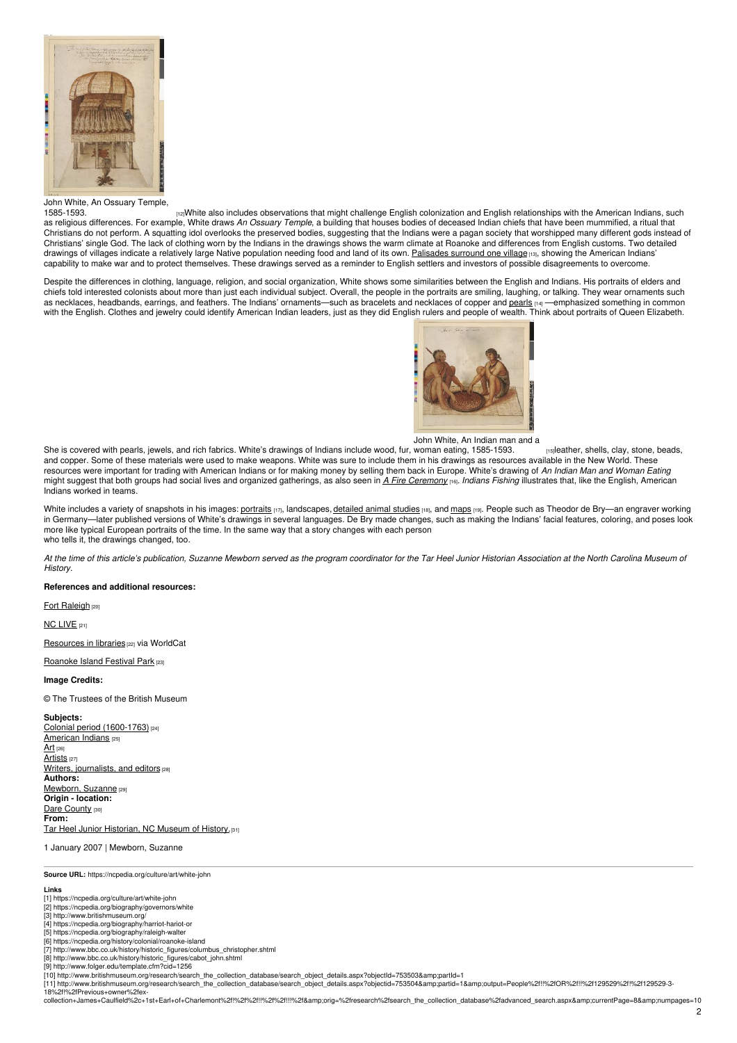John White, An Ossuary Temple, 1585-1593.

[12]White also includes observations that might challenge English colonization and English relationships with the American Indians, such as religious differences. For example, White draws *An Ossuary Temple*, a building that houses bodies of deceased Indian chiefs that have been mummified, a ritual that Christians do not perform. A squatting idol overlooks the preserved bodies, suggesting that the Indians were a pagan society that worshipped many different gods instead of Christians' single God. The lack of clothing worn by the Indians in the drawings shows the warm climate at Roanoke and differences from English customs. Two detailed drawings of villages indicate a relatively large Native population needing food and land of its own. Palisades surround one village [13], showing the American Indians' capability to make war and to protect themselves. These drawings served as a reminder to English settlers and investors of possible disagreements to overcome.

Despite the differences in clothing, language, religion, and social organization, White shows some similarities between the English and Indians. His portraits of elders and chiefs told interested colonists about more than just each individual subject. Overall, the people in the portraits are smiling, laughing, or talking. They wear ornaments such as necklaces, headbands, earrings, and feathers. The Indians' ornaments—such as bracelets and necklaces of copper and pearls [14] —emphasized something in common with the English. Clothes and jewelry could identify American Indian leaders, just as they did English rulers and people of wealth. Think about portraits of Queen Elizabeth. She is covered with pearls, jewels, and rich fabrics. White's drawings of Indians include wood, fur, leather, shells, clay, stone, beads, and copper. Some of these materials were used to make weapons. White was sure to include them in his drawings as resources available in the New World. These resources were important for trading with American Indians or for making money by selling them back in Europe. White's drawing of *An Indian Man and Woman Eating* might suggest that both groups had social lives and organized gatherings, as also seen in *A Fire Ceremony* [16]. *Indians Fishing* illustrates that, like the English, American Indians worked in teams.

John White, An Indian man and a woman eating, 1585-1593. [15]

White includes a variety of snapshots in his images: portraits [17], landscapes, detailed animal studies [18], and maps [19]. People such as Theodor de Bry—an engraver working in Germany—later published versions of White's drawings in several languages. De Bry made changes, such as making the Indians' facial features, coloring, and poses look more like typical European portraits of the time. In the same way that a story changes with each person who tells it, the drawings changed, too.

*At the time of this article's publication, Suzanne Mewborn served as the program coordinator for the Tar Heel Junior Historian Association at the North Carolina Museum of History.*

**References and additional resources:**

Fort Raleigh [20]

NC LIVE [21]

Resources in libraries [22] via WorldCat

Roanoke Island Festival Park [23]

**Image Credits:**

© The Trustees of the British Museum

**Subjects:**
Colonial period (1600-1763) [24]
American Indians [25]
Art [26]
Artists [27]
Writers, journalists, and editors [28]
**Authors:**
Mewborn, Suzanne [29]
**Origin - location:**
Dare County [30]
**From:**
Tar Heel Junior Historian, NC Museum of History. [31]

1 January 2007 | Mewborn, Suzanne

**Source URL:** https://ncpedia.org/culture/art/white-john

**Links**
[1] https://ncpedia.org/culture/art/white-john
[2] https://ncpedia.org/biography/governors/white
[3] http://www.britishmuseum.org/
[4] https://ncpedia.org/biography/harriot-hariot-or
[5] https://ncpedia.org/biography/raleigh-walter
[6] https://ncpedia.org/history/colonial/roanoke-island
[7] http://www.bbc.co.uk/history/historic_figures/columbus_christopher.shtml
[8] http://www.bbc.co.uk/history/historic_figures/cabot_john.shtml
[9] http://www.folger.edu/template.cfm?cid=1256
[10] http://www.britishmuseum.org/research/search_the_collection_database/search_object_details.aspx?objectId=753503&amp;partId=1
[11] http://www.britishmuseum.org/research/search_the_collection_database/search_object_details.aspx?objectid=753504&amp;partid=1&amp;output=People%2f!!%2fOR%2f!!%2f129529%2f!%2f129529-3-18%2f!%2fPrevious+owner%2fex-collection+James+Caulfield%2c+1st+Earl+of+Charlemont%2f!%2f%2f!!%2f%2f!!!%2f&amp;orig=%2fresearch%2fsearch_the_collection_database%2fadvanced_search.aspx&amp;currentPage=8&amp;numpages=10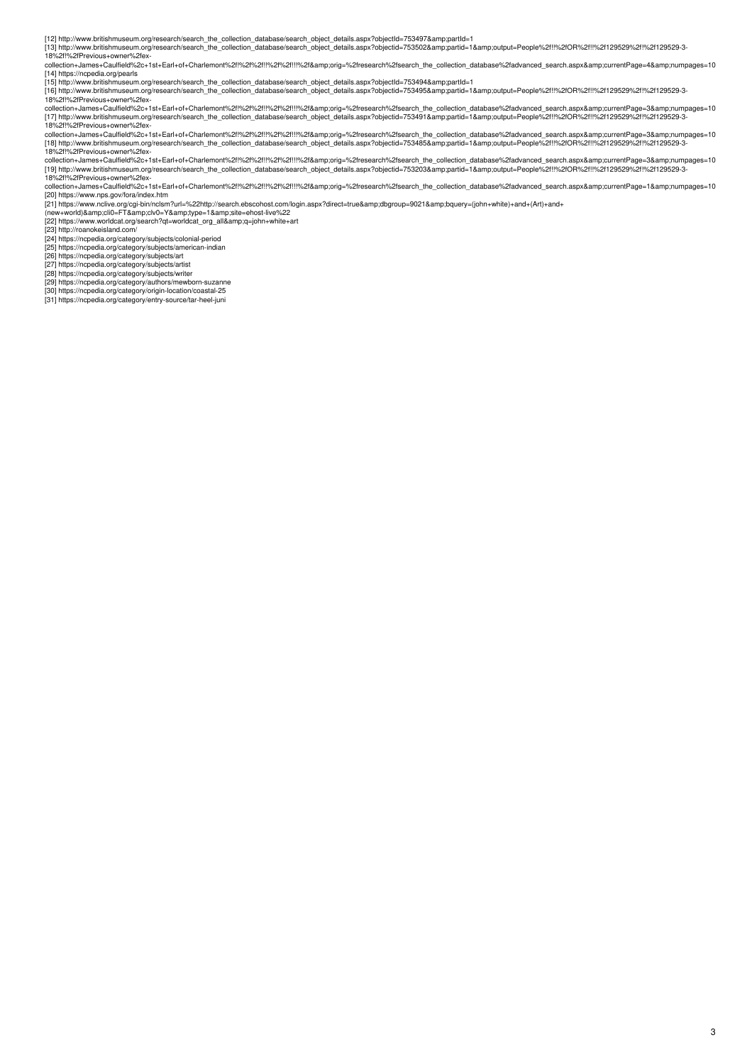[12] http://www.britishmuseum.org/research/search_the_collection_database/search_object_details.aspx?objectId=753497&amp;partId=1
[13] http://www.britishmuseum.org/research/search_the_collection_database/search_object_details.aspx?objectid=753502&amp;partid=1&amp;output=People%2f!!%2fOR%2f!!%2f129529%2f!%2f129529-3-18%2f!%2fPrevious+owner%2fex-collection+James+Caulfield%2c+1st+Earl+of+Charlemont%2f!%2f%2f!!%2f%2f!!!%2f&amp;orig=%2fresearch%2fsearch_the_collection_database%2fadvanced_search.aspx&amp;currentPage=4&amp;numpages=10
[14] https://ncpedia.org/pearls
[15] http://www.britishmuseum.org/research/search_the_collection_database/search_object_details.aspx?objectId=753494&amp;partId=1
[16] http://www.britishmuseum.org/research/search_the_collection_database/search_object_details.aspx?objectid=753495&amp;partid=1&amp;output=People%2f!!%2fOR%2f!!%2f129529%2f!%2f129529-3-18%2f!%2fPrevious+owner%2fex-collection+James+Caulfield%2c+1st+Earl+of+Charlemont%2f!%2f%2f!!%2f%2f!!!%2f&amp;orig=%2fresearch%2fsearch_the_collection_database%2fadvanced_search.aspx&amp;currentPage=3&amp;numpages=10
[17] http://www.britishmuseum.org/research/search_the_collection_database/search_object_details.aspx?objectid=753491&amp;partid=1&amp;output=People%2f!!%2fOR%2f!!%2f129529%2f!%2f129529-3-18%2f!%2fPrevious+owner%2fex-collection+James+Caulfield%2c+1st+Earl+of+Charlemont%2f!%2f%2f!!%2f%2f!!!%2f&amp;orig=%2fresearch%2fsearch_the_collection_database%2fadvanced_search.aspx&amp;currentPage=3&amp;numpages=10
[18] http://www.britishmuseum.org/research/search_the_collection_database/search_object_details.aspx?objectid=753485&amp;partid=1&amp;output=People%2f!!%2fOR%2f!!%2f129529%2f!%2f129529-3-18%2f!%2fPrevious+owner%2fex-collection+James+Caulfield%2c+1st+Earl+of+Charlemont%2f!%2f%2f!!%2f%2f!!!%2f&amp;orig=%2fresearch%2fsearch_the_collection_database%2fadvanced_search.aspx&amp;currentPage=3&amp;numpages=10
[19] http://www.britishmuseum.org/research/search_the_collection_database/search_object_details.aspx?objectid=753203&amp;partid=1&amp;output=People%2f!!%2fOR%2f!!%2f129529%2f!%2f129529-3-18%2f!%2fPrevious+owner%2fex-collection+James+Caulfield%2c+1st+Earl+of+Charlemont%2f!%2f%2f!!%2f%2f!!!%2f&amp;orig=%2fresearch%2fsearch_the_collection_database%2fadvanced_search.aspx&amp;currentPage=1&amp;numpages=10
[20] https://www.nps.gov/fora/index.htm
[21] https://www.nclive.org/cgi-bin/nclsm?url=%22http://search.ebscohost.com/login.aspx?direct=true&amp;dbgroup=9021&amp;bquery=(john+white)+and+(Art)+and+(new+world)&amp;cli0=FT&amp;clv0=Y&amp;type=1&amp;site=ehost-live%22
[22] https://www.worldcat.org/search?qt=worldcat_org_all&amp;q=john+white+art
[23] http://roanokeisland.com/
[24] https://ncpedia.org/category/subjects/colonial-period
[25] https://ncpedia.org/category/subjects/american-indian
[26] https://ncpedia.org/category/subjects/art
[27] https://ncpedia.org/category/subjects/artist
[28] https://ncpedia.org/category/subjects/writer
[29] https://ncpedia.org/category/authors/mewborn-suzanne
[30] https://ncpedia.org/category/origin-location/coastal-25
[31] https://ncpedia.org/category/entry-source/tar-heel-juni